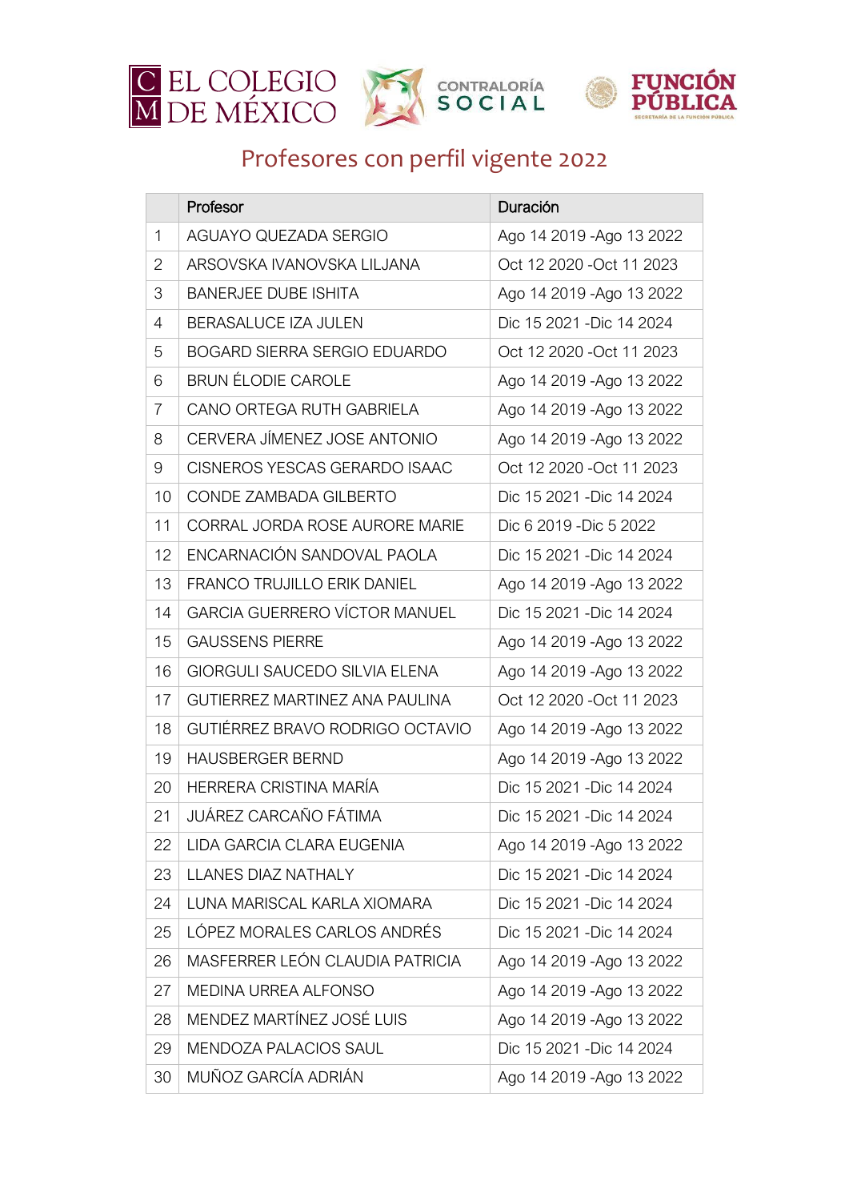EL COLEGIO DE MÉXICO   CONTRALORÍA SOCIAL   FUNCIÓN PÚBLICA

# Profesores con perfil vigente 2022

| | Profesor | Duración |
|---|---|---|
| 1 | AGUAYO QUEZADA SERGIO | Ago 14 2019 -Ago 13 2022 |
| 2 | ARSOVSKA IVANOVSKA LILJANA | Oct 12 2020 -Oct 11 2023 |
| 3 | BANERJEE DUBE ISHITA | Ago 14 2019 -Ago 13 2022 |
| 4 | BERASALUCE IZA JULEN | Dic 15 2021 -Dic 14 2024 |
| 5 | BOGARD SIERRA SERGIO EDUARDO | Oct 12 2020 -Oct 11 2023 |
| 6 | BRUN ÉLODIE CAROLE | Ago 14 2019 -Ago 13 2022 |
| 7 | CANO ORTEGA RUTH GABRIELA | Ago 14 2019 -Ago 13 2022 |
| 8 | CERVERA JÍMENEZ JOSE ANTONIO | Ago 14 2019 -Ago 13 2022 |
| 9 | CISNEROS YESCAS GERARDO ISAAC | Oct 12 2020 -Oct 11 2023 |
| 10 | CONDE ZAMBADA GILBERTO | Dic 15 2021 -Dic 14 2024 |
| 11 | CORRAL JORDA ROSE AURORE MARIE | Dic 6 2019 -Dic 5 2022 |
| 12 | ENCARNACIÓN SANDOVAL PAOLA | Dic 15 2021 -Dic 14 2024 |
| 13 | FRANCO TRUJILLO ERIK DANIEL | Ago 14 2019 -Ago 13 2022 |
| 14 | GARCIA GUERRERO VÍCTOR MANUEL | Dic 15 2021 -Dic 14 2024 |
| 15 | GAUSSENS PIERRE | Ago 14 2019 -Ago 13 2022 |
| 16 | GIORGULI SAUCEDO SILVIA ELENA | Ago 14 2019 -Ago 13 2022 |
| 17 | GUTIERREZ MARTINEZ ANA PAULINA | Oct 12 2020 -Oct 11 2023 |
| 18 | GUTIÉRREZ BRAVO RODRIGO OCTAVIO | Ago 14 2019 -Ago 13 2022 |
| 19 | HAUSBERGER BERND | Ago 14 2019 -Ago 13 2022 |
| 20 | HERRERA CRISTINA MARÍA | Dic 15 2021 -Dic 14 2024 |
| 21 | JUÁREZ CARCAÑO FÁTIMA | Dic 15 2021 -Dic 14 2024 |
| 22 | LIDA GARCIA CLARA EUGENIA | Ago 14 2019 -Ago 13 2022 |
| 23 | LLANES DIAZ NATHALY | Dic 15 2021 -Dic 14 2024 |
| 24 | LUNA MARISCAL KARLA XIOMARA | Dic 15 2021 -Dic 14 2024 |
| 25 | LÓPEZ MORALES CARLOS ANDRÉS | Dic 15 2021 -Dic 14 2024 |
| 26 | MASFERRER LEÓN CLAUDIA PATRICIA | Ago 14 2019 -Ago 13 2022 |
| 27 | MEDINA URREA ALFONSO | Ago 14 2019 -Ago 13 2022 |
| 28 | MENDEZ MARTÍNEZ JOSÉ LUIS | Ago 14 2019 -Ago 13 2022 |
| 29 | MENDOZA PALACIOS SAUL | Dic 15 2021 -Dic 14 2024 |
| 30 | MUÑOZ GARCÍA ADRIÁN | Ago 14 2019 -Ago 13 2022 |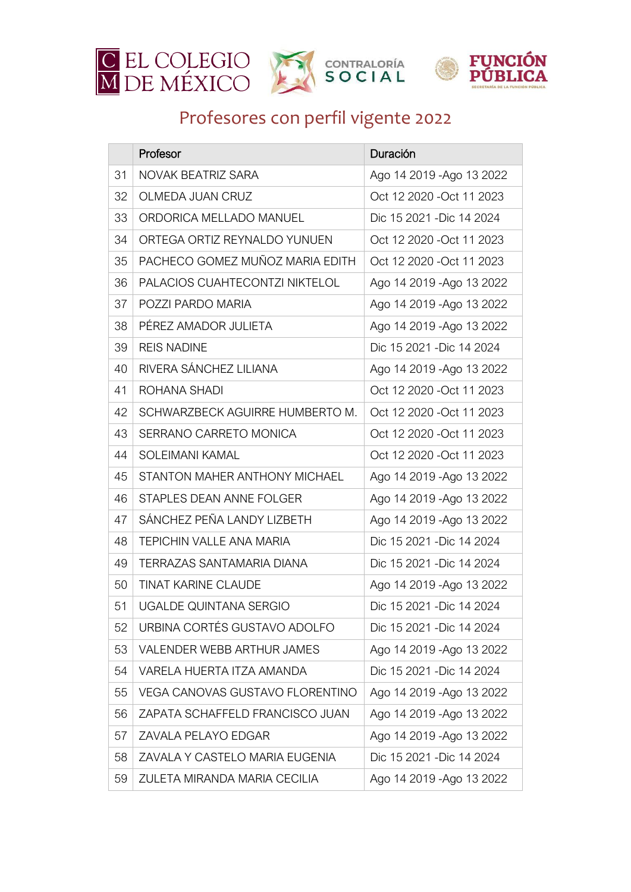EL COLEGIO DE MÉXICO

CONTRALORÍA SOCIAL

FUNCIÓN PÚBLICA
SECRETARÍA DE LA FUNCIÓN PÚBLICA

# Profesores con perfil vigente 2022

| | Profesor | Duración |
|---|---|---|
| 31 | NOVAK BEATRIZ SARA | Ago 14 2019 -Ago 13 2022 |
| 32 | OLMEDA JUAN CRUZ | Oct 12 2020 -Oct 11 2023 |
| 33 | ORDORICA MELLADO MANUEL | Dic 15 2021 -Dic 14 2024 |
| 34 | ORTEGA ORTIZ REYNALDO YUNUEN | Oct 12 2020 -Oct 11 2023 |
| 35 | PACHECO GOMEZ MUÑOZ MARIA EDITH | Oct 12 2020 -Oct 11 2023 |
| 36 | PALACIOS CUAHTECONTZI NIKTELOL | Ago 14 2019 -Ago 13 2022 |
| 37 | POZZI PARDO MARIA | Ago 14 2019 -Ago 13 2022 |
| 38 | PÉREZ AMADOR JULIETA | Ago 14 2019 -Ago 13 2022 |
| 39 | REIS NADINE | Dic 15 2021 -Dic 14 2024 |
| 40 | RIVERA SÁNCHEZ LILIANA | Ago 14 2019 -Ago 13 2022 |
| 41 | ROHANA SHADI | Oct 12 2020 -Oct 11 2023 |
| 42 | SCHWARZBECK AGUIRRE HUMBERTO M. | Oct 12 2020 -Oct 11 2023 |
| 43 | SERRANO CARRETO MONICA | Oct 12 2020 -Oct 11 2023 |
| 44 | SOLEIMANI KAMAL | Oct 12 2020 -Oct 11 2023 |
| 45 | STANTON MAHER ANTHONY MICHAEL | Ago 14 2019 -Ago 13 2022 |
| 46 | STAPLES DEAN ANNE FOLGER | Ago 14 2019 -Ago 13 2022 |
| 47 | SÁNCHEZ PEÑA LANDY LIZBETH | Ago 14 2019 -Ago 13 2022 |
| 48 | TEPICHIN VALLE ANA MARIA | Dic 15 2021 -Dic 14 2024 |
| 49 | TERRAZAS SANTAMARIA DIANA | Dic 15 2021 -Dic 14 2024 |
| 50 | TINAT KARINE CLAUDE | Ago 14 2019 -Ago 13 2022 |
| 51 | UGALDE QUINTANA SERGIO | Dic 15 2021 -Dic 14 2024 |
| 52 | URBINA CORTÉS GUSTAVO ADOLFO | Dic 15 2021 -Dic 14 2024 |
| 53 | VALENDER WEBB ARTHUR JAMES | Ago 14 2019 -Ago 13 2022 |
| 54 | VARELA HUERTA ITZA AMANDA | Dic 15 2021 -Dic 14 2024 |
| 55 | VEGA CANOVAS GUSTAVO FLORENTINO | Ago 14 2019 -Ago 13 2022 |
| 56 | ZAPATA SCHAFFELD FRANCISCO JUAN | Ago 14 2019 -Ago 13 2022 |
| 57 | ZAVALA PELAYO EDGAR | Ago 14 2019 -Ago 13 2022 |
| 58 | ZAVALA Y CASTELO MARIA EUGENIA | Dic 15 2021 -Dic 14 2024 |
| 59 | ZULETA MIRANDA MARIA CECILIA | Ago 14 2019 -Ago 13 2022 |